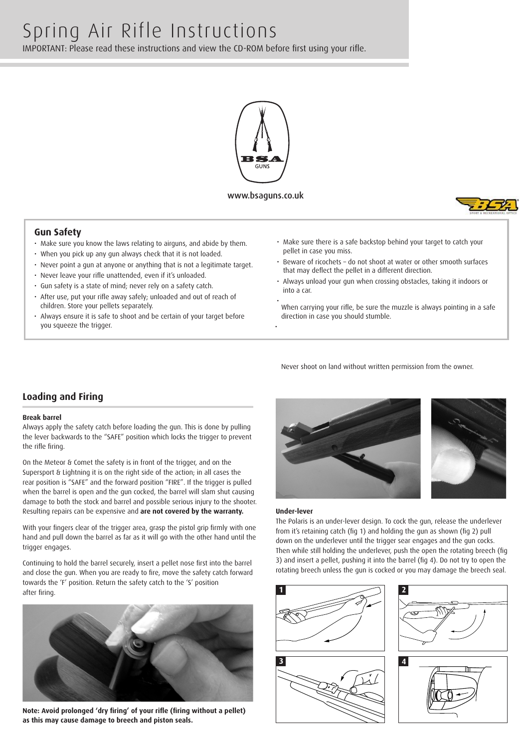# Spring Air Rifle Instructions

IMPORTANT: Please read these instructions and view the CD-ROM before first using your rifle.

BSA GUNS

www.bsaguns.co.uk

## Gun Safety

- Make sure you know the laws relating to airguns, and abide by them.
- When you pick up any gun always check that it is not loaded.
- Never point a gun at anyone or anything that is not a legitimate target.
- Never leave your rifle unattended, even if it's unloaded.
- Gun safety is a state of mind; never rely on a safety catch.
- After use, put your rifle away safely; unloaded and out of reach of children. Store your pellets separately.
- Always ensure it is safe to shoot and be certain of your target before you squeeze the trigger.
- Make sure there is a safe backstop behind your target to catch your pellet in case you miss.
- Beware of ricochets – do not shoot at water or other smooth surfaces that may deflect the pellet in a different direction.
- Always unload your gun when crossing obstacles, taking it indoors or into a car.
- When carrying your rifle, be sure the muzzle is always pointing in a safe direction in case you should stumble.
- Never shoot on land without written permission from the owner.

## Loading and Firing

### Break barrel

Always apply the safety catch before loading the gun. This is done by pulling the lever backwards to the "SAFE" position which locks the trigger to prevent the rifle firing.

On the Meteor & Comet the safety is in front of the trigger, and on the Supersport & Lightning it is on the right side of the action; in all cases the rear position is "SAFE" and the forward position "FIRE". If the trigger is pulled when the barrel is open and the gun cocked, the barrel will slam shut causing damage to both the stock and barrel and possible serious injury to the shooter. Resulting repairs can be expensive and **are not covered by the warranty.**

With your fingers clear of the trigger area, grasp the pistol grip firmly with one hand and pull down the barrel as far as it will go with the other hand until the trigger engages.

Continuing to hold the barrel securely, insert a pellet nose first into the barrel and close the gun. When you are ready to fire, move the safety catch forward towards the 'F' position. Return the safety catch to the 'S' position after firing.

**Note: Avoid prolonged 'dry firing' of your rifle (firing without a pellet) as this may cause damage to breech and piston seals.**

### Under-lever

The Polaris is an under-lever design. To cock the gun, release the underlever from it's retaining catch (fig 1) and holding the gun as shown (fig 2) pull down on the underlever until the trigger sear engages and the gun cocks. Then while still holding the underlever, push the open the rotating breech (fig 3) and insert a pellet, pushing it into the barrel (fig 4). Do not try to open the rotating breech unless the gun is cocked or you may damage the breech seal.

1

2

3

4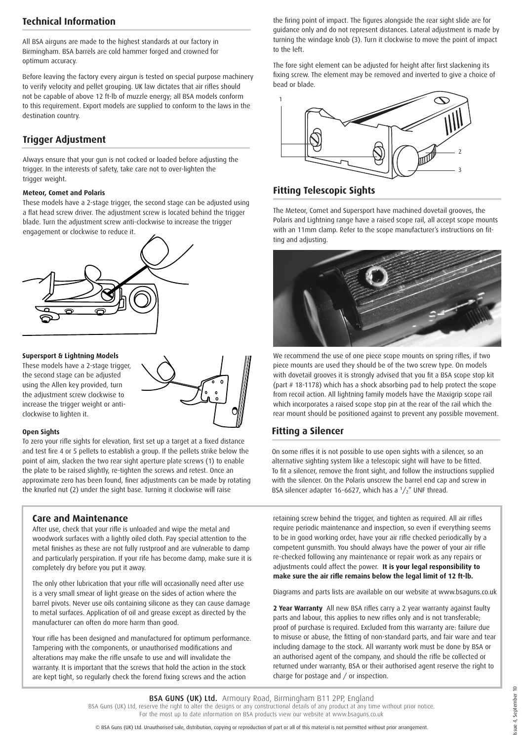## Technical Information

All BSA airguns are made to the highest standards at our factory in Birmingham. BSA barrels are cold hammer forged and crowned for optimum accuracy.

Before leaving the factory every airgun is tested on special purpose machinery to verify velocity and pellet grouping. UK law dictates that air rifles should not be capable of above 12 ft-lb of muzzle energy; all BSA models conform to this requirement. Export models are supplied to conform to the laws in the destination country.

## Trigger Adjustment

Always ensure that your gun is not cocked or loaded before adjusting the trigger. In the interests of safety, take care not to over-lighten the trigger weight.

**Meteor, Comet and Polaris**

These models have a 2-stage trigger, the second stage can be adjusted using a flat head screw driver. The adjustment screw is located behind the trigger blade. Turn the adjustment screw anti-clockwise to increase the trigger engagement or clockwise to reduce it.

**Supersport & Lightning Models**

These models have a 2-stage trigger, the second stage can be adjusted using the Allen key provided, turn the adjustment screw clockwise to increase the trigger weight or anti-clockwise to lighten it.

**Open Sights**

To zero your rifle sights for elevation, first set up a target at a fixed distance and test fire 4 or 5 pellets to establish a group. If the pellets strike below the point of aim, slacken the two rear sight aperture plate screws (1) to enable the plate to be raised slightly, re-tighten the screws and retest. Once an approximate zero has been found, finer adjustments can be made by rotating the knurled nut (2) under the sight base. Turning it clockwise will raise the firing point of impact. The figures alongside the rear sight slide are for guidance only and do not represent distances. Lateral adjustment is made by turning the windage knob (3). Turn it clockwise to move the point of impact to the left.

The fore sight element can be adjusted for height after first slackening its fixing screw. The element may be removed and inverted to give a choice of bead or blade.

1

2

3

## Fitting Telescopic Sights

The Meteor, Comet and Supersport have machined dovetail grooves, the Polaris and Lightning range have a raised scope rail, all accept scope mounts with an 11mm clamp. Refer to the scope manufacturer's instructions on fitting and adjusting.

We recommend the use of one piece scope mounts on spring rifles, if two piece mounts are used they should be of the two screw type. On models with dovetail grooves it is strongly advised that you fit a BSA scope stop kit (part # 18-1178) which has a shock absorbing pad to help protect the scope from recoil action. All lightning family models have the Maxigrip scope rail which incorporates a raised scope stop pin at the rear of the rail which the rear mount should be positioned against to prevent any possible movement.

## Fitting a Silencer

On some rifles it is not possible to use open sights with a silencer, so an alternative sighting system like a telescopic sight will have to be fitted. To fit a silencer, remove the front sight, and follow the instructions supplied with the silencer. On the Polaris unscrew the barrel end cap and screw in BSA silencer adapter 16-6627, which has a $^1/_2$" UNF thread.

## Care and Maintenance

After use, check that your rifle is unloaded and wipe the metal and woodwork surfaces with a lightly oiled cloth. Pay special attention to the metal finishes as these are not fully rustproof and are vulnerable to damp and particularly perspiration. If your rifle has become damp, make sure it is completely dry before you put it away.

The only other lubrication that your rifle will occasionally need after use is a very small smear of light grease on the sides of action where the barrel pivots. Never use oils containing silicone as they can cause damage to metal surfaces. Application of oil and grease except as directed by the manufacturer can often do more harm than good.

Your rifle has been designed and manufactured for optimum performance. Tampering with the components, or unauthorised modifications and alterations may make the rifle unsafe to use and will invalidate the warranty. It is important that the screws that hold the action in the stock are kept tight, so regularly check the forend fixing screws and the action retaining screw behind the trigger, and tighten as required. All air rifles require periodic maintenance and inspection, so even if everything seems to be in good working order, have your air rifle checked periodically by a competent gunsmith. You should always have the power of your air rifle re-checked following any maintenance or repair work as any repairs or adjustments could affect the power. **It is your legal responsibility to make sure the air rifle remains below the legal limit of 12 ft-lb.**

Diagrams and parts lists are available on our website at www.bsaguns.co.uk

**2 Year Warranty** All new BSA rifles carry a 2 year warranty against faulty parts and labour, this applies to new rifles only and is not transferable; proof of purchase is required. Excluded from this warranty are: failure due to misuse or abuse, the fitting of non-standard parts, and fair ware and tear including damage to the stock. All warranty work must be done by BSA or an authorised agent of the company, and should the rifle be collected or returned under warranty, BSA or their authorised agent reserve the right to charge for postage and / or inspection.

**BSA GUNS (UK) Ltd.** Armoury Road, Birmingham B11 2PP, England

BSA Guns (UK) Ltd, reserve the right to alter the designs or any constructional details of any product at any time without prior notice.
For the most up to date information on BSA products view our website at www.bsaguns.co.uk

© BSA Guns (UK) Ltd. Unauthorised sale, distribution, copying or reproduction of part or all of this material is not permitted without prior arrangement.

Issue 4, September 10